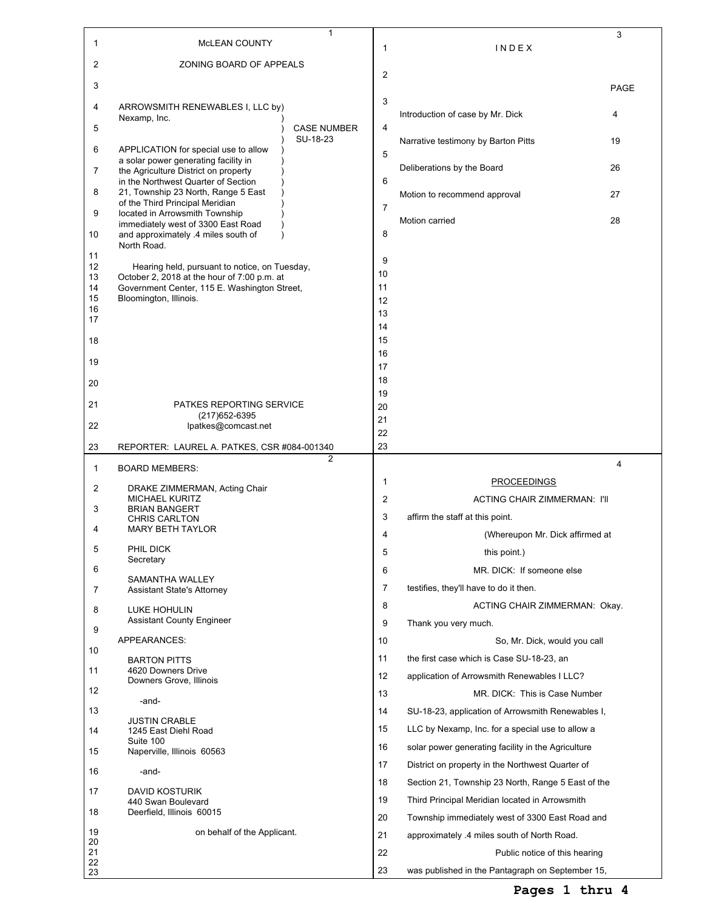McLEAN COUNTY

ZONING BOARD OF APPEALS

ARROWSMITH RENEWABLES I, LLC by Nexamp, Inc.

CASE NUMBER SU-18-23

APPLICATION for special use to allow a solar power generating facility in the Agriculture District on property in the Northwest Quarter of Section 21, Township 23 North, Range 5 East of the Third Principal Meridian located in Arrowsmith Township immediately west of 3300 East Road and approximately .4 miles south of North Road.

Hearing held, pursuant to notice, on Tuesday, October 2, 2018 at the hour of 7:00 p.m. at Government Center, 115 E. Washington Street, Bloomington, Illinois.

PATKES REPORTING SERVICE
(217)652-6395
lpatkes@comcast.net

REPORTER: LAUREL A. PATKES, CSR #084-001340

BOARD MEMBERS:

DRAKE ZIMMERMAN, Acting Chair
MICHAEL KURITZ
BRIAN BANGERT
CHRIS CARLTON
MARY BETH TAYLOR

PHIL DICK
Secretary

SAMANTHA WALLEY
Assistant State's Attorney

LUKE HOHULIN
Assistant County Engineer

APPEARANCES:

BARTON PITTS
4620 Downers Drive
Downers Grove, Illinois

-and-

JUSTIN CRABLE
1245 East Diehl Road
Suite 100
Naperville, Illinois 60563

-and-

DAVID KOSTURIK
440 Swan Boulevard
Deerfield, Illinois 60015

on behalf of the Applicant.

## I N D E X

| | PAGE |
|---|---|
| Introduction of case by Mr. Dick | 4 |
| Narrative testimony by Barton Pitts | 19 |
| Deliberations by the Board | 26 |
| Motion to recommend approval | 27 |
| Motion carried | 28 |

## PROCEEDINGS

ACTING CHAIR ZIMMERMAN: I'll affirm the staff at this point.

(Whereupon Mr. Dick affirmed at this point.)

MR. DICK: If someone else testifies, they'll have to do it then.

ACTING CHAIR ZIMMERMAN: Okay. Thank you very much.

So, Mr. Dick, would you call the first case which is Case SU-18-23, an application of Arrowsmith Renewables I LLC?

MR. DICK: This is Case Number SU-18-23, application of Arrowsmith Renewables I, LLC by Nexamp, Inc. for a special use to allow a solar power generating facility in the Agriculture District on property in the Northwest Quarter of Section 21, Township 23 North, Range 5 East of the Third Principal Meridian located in Arrowsmith Township immediately west of 3300 East Road and approximately .4 miles south of North Road.

Public notice of this hearing was published in the Pantagraph on September 15,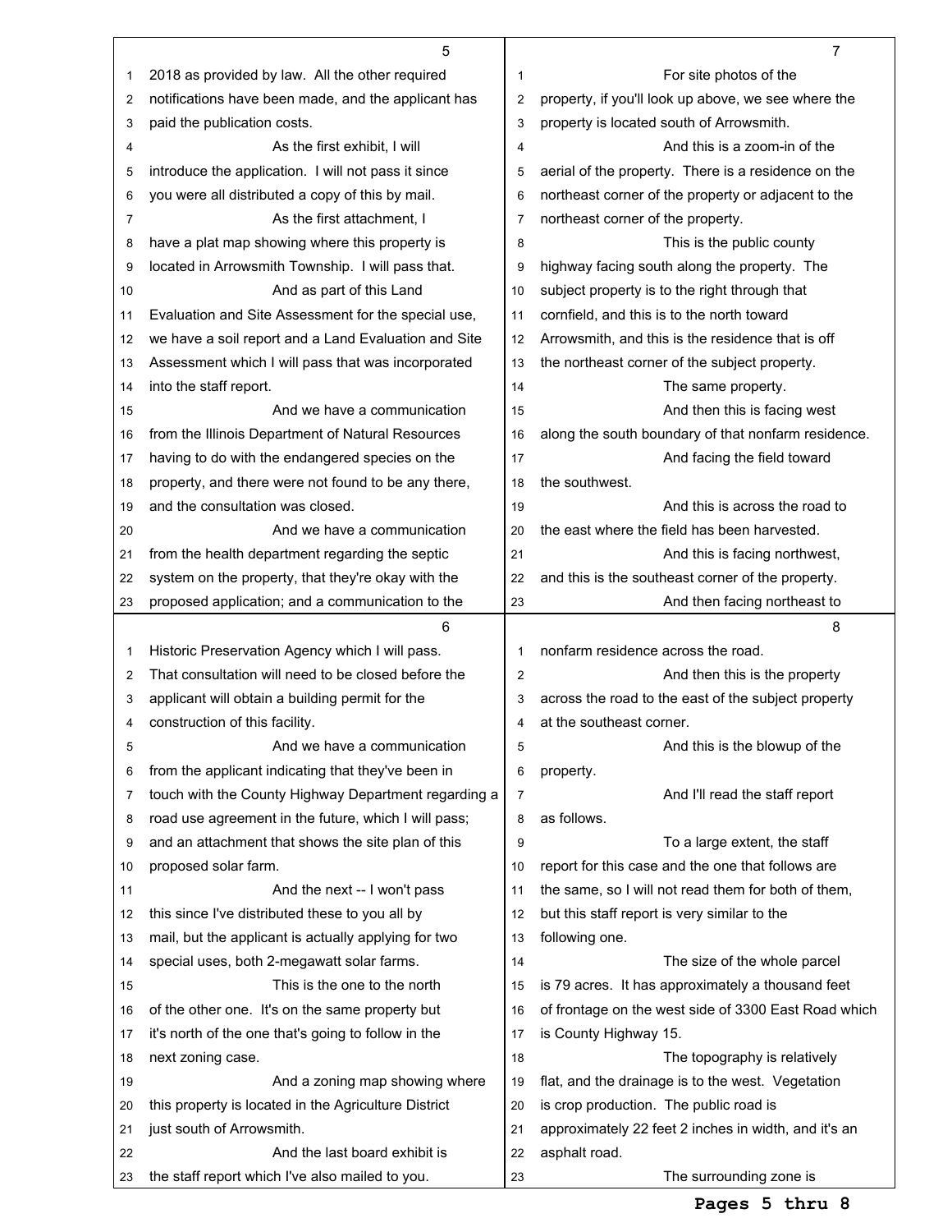2018 as provided by law. All the other required notifications have been made, and the applicant has paid the publication costs.

As the first exhibit, I will introduce the application. I will not pass it since you were all distributed a copy of this by mail.

As the first attachment, I have a plat map showing where this property is located in Arrowsmith Township. I will pass that.

And as part of this Land Evaluation and Site Assessment for the special use, we have a soil report and a Land Evaluation and Site Assessment which I will pass that was incorporated into the staff report.

And we have a communication from the Illinois Department of Natural Resources having to do with the endangered species on the property, and there were not found to be any there, and the consultation was closed.

And we have a communication from the health department regarding the septic system on the property, that they're okay with the proposed application; and a communication to the Historic Preservation Agency which I will pass. That consultation will need to be closed before the applicant will obtain a building permit for the construction of this facility.

And we have a communication from the applicant indicating that they've been in touch with the County Highway Department regarding a road use agreement in the future, which I will pass; and an attachment that shows the site plan of this proposed solar farm.

And the next -- I won't pass this since I've distributed these to you all by mail, but the applicant is actually applying for two special uses, both 2-megawatt solar farms.

This is the one to the north of the other one. It's on the same property but it's north of the one that's going to follow in the next zoning case.

And a zoning map showing where this property is located in the Agriculture District just south of Arrowsmith.

And the last board exhibit is the staff report which I've also mailed to you.

For site photos of the property, if you'll look up above, we see where the property is located south of Arrowsmith.

And this is a zoom-in of the aerial of the property. There is a residence on the northeast corner of the property or adjacent to the northeast corner of the property.

This is the public county highway facing south along the property. The subject property is to the right through that cornfield, and this is to the north toward Arrowsmith, and this is the residence that is off the northeast corner of the subject property.

The same property.

And then this is facing west along the south boundary of that nonfarm residence.

And facing the field toward the southwest.

And this is across the road to the east where the field has been harvested.

And this is facing northwest, and this is the southeast corner of the property.

And then facing northeast to nonfarm residence across the road.

And then this is the property across the road to the east of the subject property at the southeast corner.

And this is the blowup of the property.

And I'll read the staff report as follows.

To a large extent, the staff report for this case and the one that follows are the same, so I will not read them for both of them, but this staff report is very similar to the following one.

The size of the whole parcel is 79 acres. It has approximately a thousand feet of frontage on the west side of 3300 East Road which is County Highway 15.

The topography is relatively flat, and the drainage is to the west. Vegetation is crop production. The public road is approximately 22 feet 2 inches in width, and it's an asphalt road.

The surrounding zone is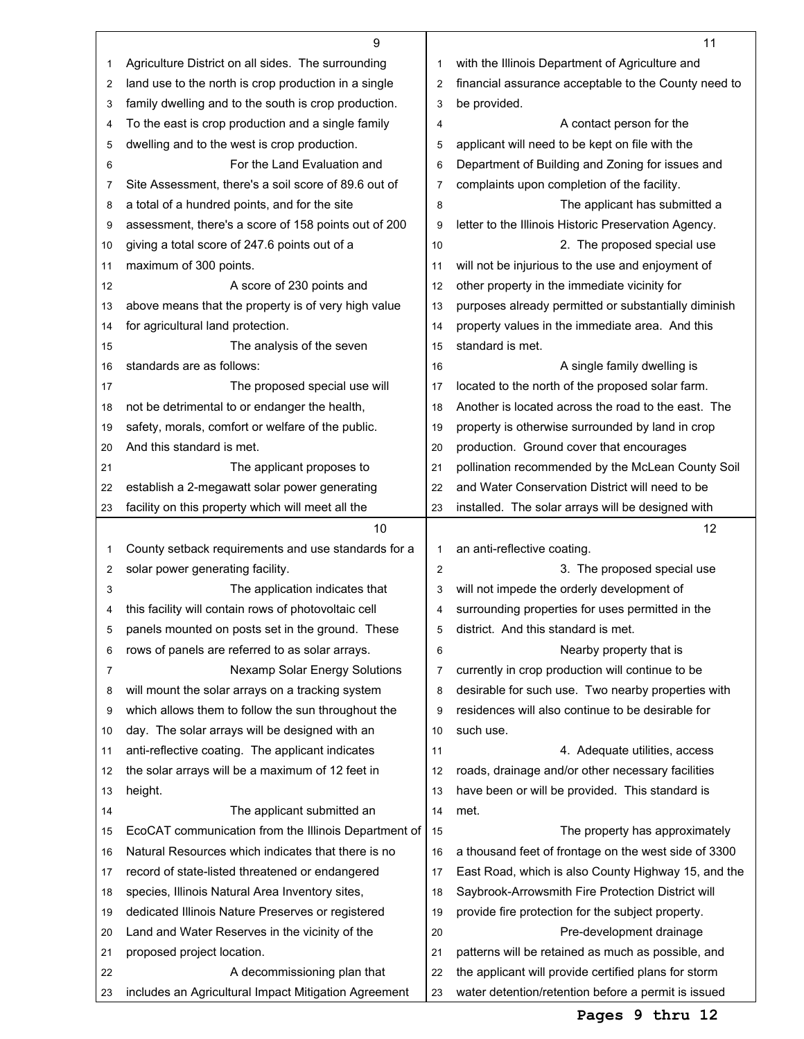Agriculture District on all sides. The surrounding land use to the north is crop production in a single family dwelling and to the south is crop production. To the east is crop production and a single family dwelling and to the west is crop production.

For the Land Evaluation and Site Assessment, there's a soil score of 89.6 out of a total of a hundred points, and for the site assessment, there's a score of 158 points out of 200 giving a total score of 247.6 points out of a maximum of 300 points.

A score of 230 points and above means that the property is of very high value for agricultural land protection.

The analysis of the seven standards are as follows:

The proposed special use will not be detrimental to or endanger the health, safety, morals, comfort or welfare of the public. And this standard is met.

The applicant proposes to establish a 2-megawatt solar power generating facility on this property which will meet all the County setback requirements and use standards for a solar power generating facility.

The application indicates that this facility will contain rows of photovoltaic cell panels mounted on posts set in the ground. These rows of panels are referred to as solar arrays.

Nexamp Solar Energy Solutions will mount the solar arrays on a tracking system which allows them to follow the sun throughout the day. The solar arrays will be designed with an anti-reflective coating. The applicant indicates the solar arrays will be a maximum of 12 feet in height.

The applicant submitted an EcoCAT communication from the Illinois Department of Natural Resources which indicates that there is no record of state-listed threatened or endangered species, Illinois Natural Area Inventory sites, dedicated Illinois Nature Preserves or registered Land and Water Reserves in the vicinity of the proposed project location.

A decommissioning plan that includes an Agricultural Impact Mitigation Agreement with the Illinois Department of Agriculture and financial assurance acceptable to the County need to be provided.

A contact person for the applicant will need to be kept on file with the Department of Building and Zoning for issues and complaints upon completion of the facility.

The applicant has submitted a letter to the Illinois Historic Preservation Agency.

2. The proposed special use will not be injurious to the use and enjoyment of other property in the immediate vicinity for purposes already permitted or substantially diminish property values in the immediate area. And this standard is met.

A single family dwelling is located to the north of the proposed solar farm. Another is located across the road to the east. The property is otherwise surrounded by land in crop production. Ground cover that encourages pollination recommended by the McLean County Soil and Water Conservation District will need to be installed. The solar arrays will be designed with an anti-reflective coating.

3. The proposed special use will not impede the orderly development of surrounding properties for uses permitted in the district. And this standard is met.

Nearby property that is currently in crop production will continue to be desirable for such use. Two nearby properties with residences will also continue to be desirable for such use.

4. Adequate utilities, access roads, drainage and/or other necessary facilities have been or will be provided. This standard is met.

The property has approximately a thousand feet of frontage on the west side of 3300 East Road, which is also County Highway 15, and the Saybrook-Arrowsmith Fire Protection District will provide fire protection for the subject property.

Pre-development drainage patterns will be retained as much as possible, and the applicant will provide certified plans for storm water detention/retention before a permit is issued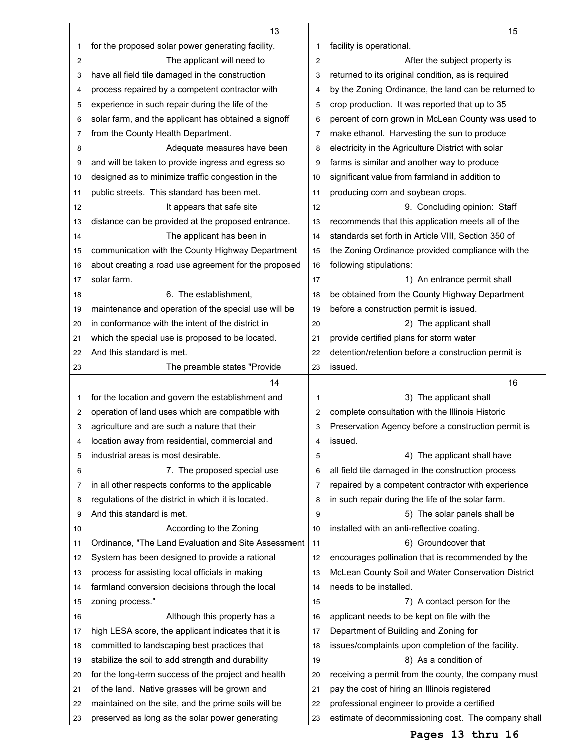for the proposed solar power generating facility.

The applicant will need to have all field tile damaged in the construction process repaired by a competent contractor with experience in such repair during the life of the solar farm, and the applicant has obtained a signoff from the County Health Department.

Adequate measures have been and will be taken to provide ingress and egress so designed as to minimize traffic congestion in the public streets. This standard has been met.

It appears that safe site distance can be provided at the proposed entrance.

The applicant has been in communication with the County Highway Department about creating a road use agreement for the proposed solar farm.

6. The establishment, maintenance and operation of the special use will be in conformance with the intent of the district in which the special use is proposed to be located. And this standard is met.

The preamble states "Provide for the location and govern the establishment and operation of land uses which are compatible with agriculture and are such a nature that their location away from residential, commercial and industrial areas is most desirable.

7. The proposed special use in all other respects conforms to the applicable regulations of the district in which it is located. And this standard is met.

According to the Zoning Ordinance, "The Land Evaluation and Site Assessment System has been designed to provide a rational process for assisting local officials in making farmland conversion decisions through the local zoning process."

Although this property has a high LESA score, the applicant indicates that it is committed to landscaping best practices that stabilize the soil to add strength and durability for the long-term success of the project and health of the land. Native grasses will be grown and maintained on the site, and the prime soils will be preserved as long as the solar power generating facility is operational.

After the subject property is returned to its original condition, as is required by the Zoning Ordinance, the land can be returned to crop production. It was reported that up to 35 percent of corn grown in McLean County was used to make ethanol. Harvesting the sun to produce electricity in the Agriculture District with solar farms is similar and another way to produce significant value from farmland in addition to producing corn and soybean crops.

9. Concluding opinion: Staff recommends that this application meets all of the standards set forth in Article VIII, Section 350 of the Zoning Ordinance provided compliance with the following stipulations:

1) An entrance permit shall be obtained from the County Highway Department before a construction permit is issued.

2) The applicant shall provide certified plans for storm water detention/retention before a construction permit is issued.

3) The applicant shall complete consultation with the Illinois Historic Preservation Agency before a construction permit is issued.

4) The applicant shall have all field tile damaged in the construction process repaired by a competent contractor with experience in such repair during the life of the solar farm.

5) The solar panels shall be installed with an anti-reflective coating.

6) Groundcover that encourages pollination that is recommended by the McLean County Soil and Water Conservation District needs to be installed.

7) A contact person for the applicant needs to be kept on file with the Department of Building and Zoning for issues/complaints upon completion of the facility.

8) As a condition of receiving a permit from the county, the company must pay the cost of hiring an Illinois registered professional engineer to provide a certified estimate of decommissioning cost. The company shall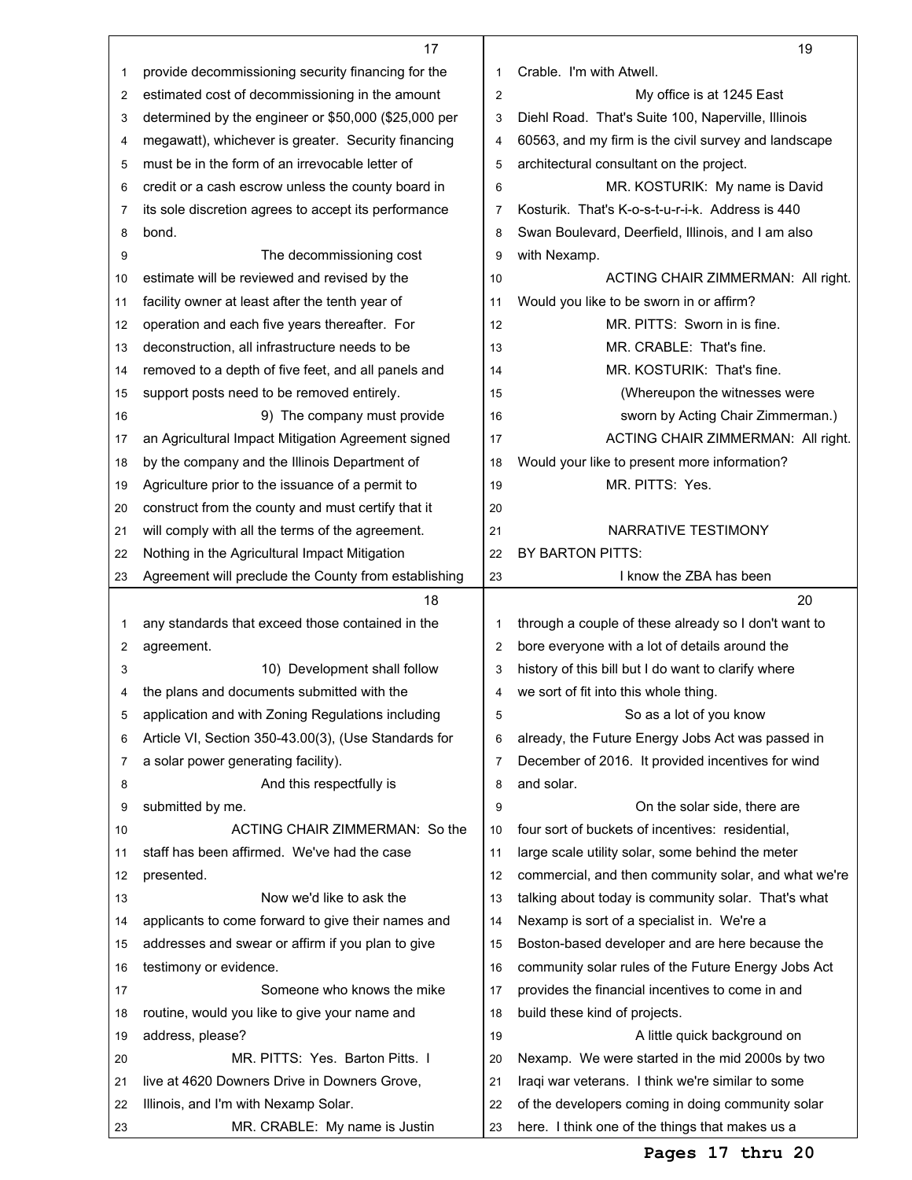provide decommissioning security financing for the estimated cost of decommissioning in the amount determined by the engineer or $50,000 ($25,000 per megawatt), whichever is greater. Security financing must be in the form of an irrevocable letter of credit or a cash escrow unless the county board in its sole discretion agrees to accept its performance bond.

The decommissioning cost estimate will be reviewed and revised by the facility owner at least after the tenth year of operation and each five years thereafter. For deconstruction, all infrastructure needs to be removed to a depth of five feet, and all panels and support posts need to be removed entirely.

9) The company must provide an Agricultural Impact Mitigation Agreement signed by the company and the Illinois Department of Agriculture prior to the issuance of a permit to construct from the county and must certify that it will comply with all the terms of the agreement. Nothing in the Agricultural Impact Mitigation Agreement will preclude the County from establishing any standards that exceed those contained in the agreement.

10) Development shall follow the plans and documents submitted with the application and with Zoning Regulations including Article VI, Section 350-43.00(3), (Use Standards for a solar power generating facility).

And this respectfully is submitted by me.

ACTING CHAIR ZIMMERMAN: So the staff has been affirmed. We've had the case presented.

Now we'd like to ask the applicants to come forward to give their names and addresses and swear or affirm if you plan to give testimony or evidence.

Someone who knows the mike routine, would you like to give your name and address, please?

MR. PITTS: Yes. Barton Pitts. I live at 4620 Downers Drive in Downers Grove, Illinois, and I'm with Nexamp Solar.

MR. CRABLE: My name is Justin Crable. I'm with Atwell.

My office is at 1245 East Diehl Road. That's Suite 100, Naperville, Illinois 60563, and my firm is the civil survey and landscape architectural consultant on the project.

MR. KOSTURIK: My name is David Kosturik. That's K-o-s-t-u-r-i-k. Address is 440 Swan Boulevard, Deerfield, Illinois, and I am also with Nexamp.

ACTING CHAIR ZIMMERMAN: All right. Would you like to be sworn in or affirm?

MR. PITTS: Sworn in is fine.

MR. CRABLE: That's fine.

MR. KOSTURIK: That's fine.

(Whereupon the witnesses were sworn by Acting Chair Zimmerman.)

ACTING CHAIR ZIMMERMAN: All right. Would your like to present more information?

MR. PITTS: Yes.

NARRATIVE TESTIMONY
BY BARTON PITTS:

I know the ZBA has been through a couple of these already so I don't want to bore everyone with a lot of details around the history of this bill but I do want to clarify where we sort of fit into this whole thing.

So as a lot of you know already, the Future Energy Jobs Act was passed in December of 2016. It provided incentives for wind and solar.

On the solar side, there are four sort of buckets of incentives: residential, large scale utility solar, some behind the meter commercial, and then community solar, and what we're talking about today is community solar. That's what Nexamp is sort of a specialist in. We're a Boston-based developer and are here because the community solar rules of the Future Energy Jobs Act provides the financial incentives to come in and build these kind of projects.

A little quick background on Nexamp. We were started in the mid 2000s by two Iraqi war veterans. I think we're similar to some of the developers coming in doing community solar here. I think one of the things that makes us a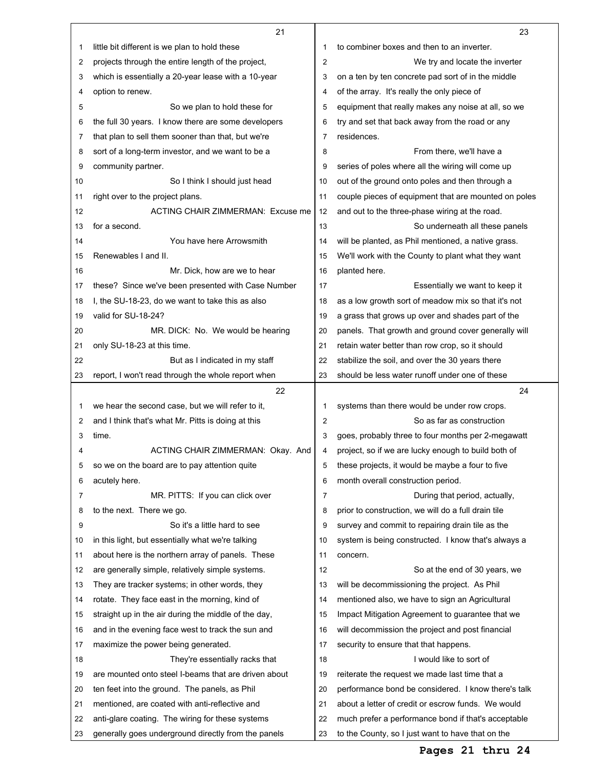little bit different is we plan to hold these projects through the entire length of the project, which is essentially a 20-year lease with a 10-year option to renew.

So we plan to hold these for the full 30 years. I know there are some developers that plan to sell them sooner than that, but we're sort of a long-term investor, and we want to be a community partner.

So I think I should just head right over to the project plans.

ACTING CHAIR ZIMMERMAN: Excuse me for a second.

You have here Arrowsmith Renewables I and II.

Mr. Dick, how are we to hear these? Since we've been presented with Case Number I, the SU-18-23, do we want to take this as also valid for SU-18-24?

MR. DICK: No. We would be hearing only SU-18-23 at this time.

But as I indicated in my staff report, I won't read through the whole report when we hear the second case, but we will refer to it, and I think that's what Mr. Pitts is doing at this time.

ACTING CHAIR ZIMMERMAN: Okay. And so we on the board are to pay attention quite acutely here.

MR. PITTS: If you can click over to the next. There we go.

So it's a little hard to see in this light, but essentially what we're talking about here is the northern array of panels. These are generally simple, relatively simple systems. They are tracker systems; in other words, they rotate. They face east in the morning, kind of straight up in the air during the middle of the day, and in the evening face west to track the sun and maximize the power being generated.

They're essentially racks that are mounted onto steel I-beams that are driven about ten feet into the ground. The panels, as Phil mentioned, are coated with anti-reflective and anti-glare coating. The wiring for these systems generally goes underground directly from the panels to combiner boxes and then to an inverter.

We try and locate the inverter on a ten by ten concrete pad sort of in the middle of the array. It's really the only piece of equipment that really makes any noise at all, so we try and set that back away from the road or any residences.

From there, we'll have a series of poles where all the wiring will come up out of the ground onto poles and then through a couple pieces of equipment that are mounted on poles and out to the three-phase wiring at the road.

So underneath all these panels will be planted, as Phil mentioned, a native grass. We'll work with the County to plant what they want planted here.

Essentially we want to keep it as a low growth sort of meadow mix so that it's not a grass that grows up over and shades part of the panels. That growth and ground cover generally will retain water better than row crop, so it should stabilize the soil, and over the 30 years there should be less water runoff under one of these systems than there would be under row crops.

So as far as construction goes, probably three to four months per 2-megawatt project, so if we are lucky enough to build both of these projects, it would be maybe a four to five month overall construction period.

During that period, actually, prior to construction, we will do a full drain tile survey and commit to repairing drain tile as the system is being constructed. I know that's always a concern.

So at the end of 30 years, we will be decommissioning the project. As Phil mentioned also, we have to sign an Agricultural Impact Mitigation Agreement to guarantee that we will decommission the project and post financial security to ensure that that happens.

I would like to sort of reiterate the request we made last time that a performance bond be considered. I know there's talk about a letter of credit or escrow funds. We would much prefer a performance bond if that's acceptable to the County, so I just want to have that on the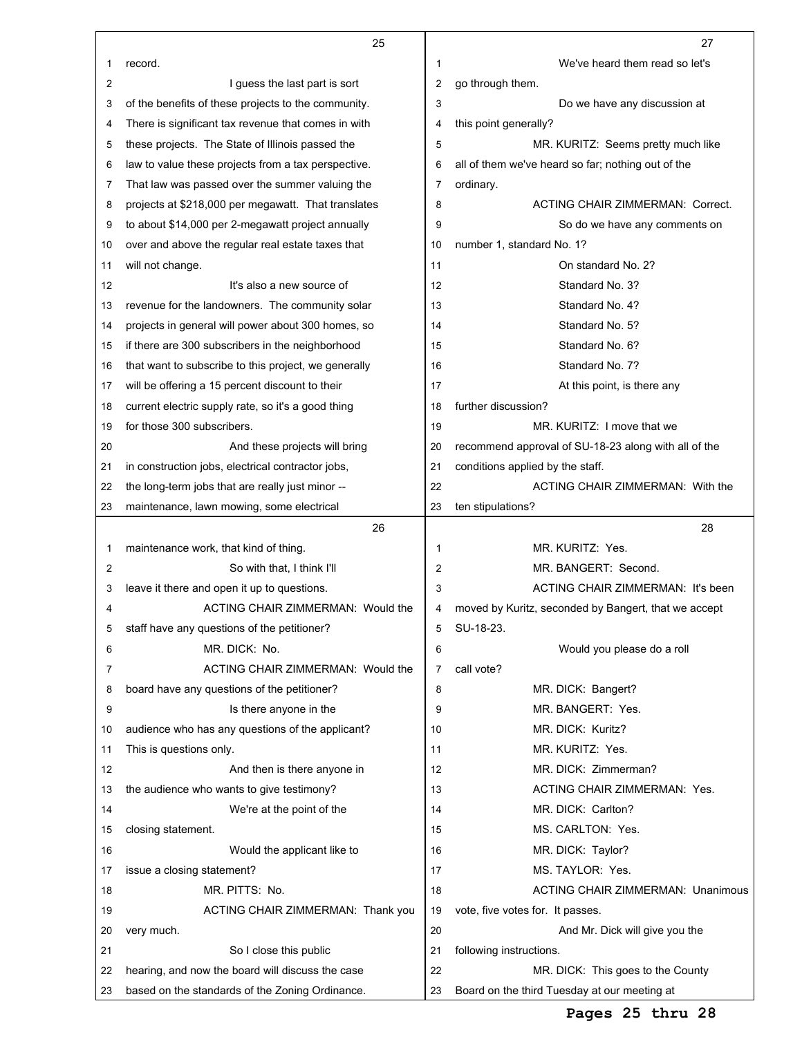record.

I guess the last part is sort of the benefits of these projects to the community. There is significant tax revenue that comes in with these projects. The State of Illinois passed the law to value these projects from a tax perspective. That law was passed over the summer valuing the projects at $218,000 per megawatt. That translates to about $14,000 per 2-megawatt project annually over and above the regular real estate taxes that will not change.

It's also a new source of revenue for the landowners. The community solar projects in general will power about 300 homes, so if there are 300 subscribers in the neighborhood that want to subscribe to this project, we generally will be offering a 15 percent discount to their current electric supply rate, so it's a good thing for those 300 subscribers.

And these projects will bring in construction jobs, electrical contractor jobs, the long-term jobs that are really just minor -- maintenance, lawn mowing, some electrical maintenance work, that kind of thing.

So with that, I think I'll leave it there and open it up to questions.

ACTING CHAIR ZIMMERMAN: Would the staff have any questions of the petitioner?

MR. DICK: No.

ACTING CHAIR ZIMMERMAN: Would the board have any questions of the petitioner?

Is there anyone in the audience who has any questions of the applicant? This is questions only.

And then is there anyone in the audience who wants to give testimony?

We're at the point of the closing statement.

Would the applicant like to issue a closing statement?

MR. PITTS: No.

ACTING CHAIR ZIMMERMAN: Thank you very much.

So I close this public hearing, and now the board will discuss the case based on the standards of the Zoning Ordinance.

We've heard them read so let's go through them.

Do we have any discussion at this point generally?

MR. KURITZ: Seems pretty much like all of them we've heard so far; nothing out of the ordinary.

ACTING CHAIR ZIMMERMAN: Correct.

So do we have any comments on number 1, standard No. 1?

On standard No. 2?

Standard No. 3?

Standard No. 4?

Standard No. 5?

Standard No. 6?

Standard No. 7?

At this point, is there any further discussion?

MR. KURITZ: I move that we recommend approval of SU-18-23 along with all of the conditions applied by the staff.

ACTING CHAIR ZIMMERMAN: With the ten stipulations?

MR. KURITZ: Yes.

MR. BANGERT: Second.

ACTING CHAIR ZIMMERMAN: It's been moved by Kuritz, seconded by Bangert, that we accept SU-18-23.

Would you please do a roll call vote?

MR. DICK: Bangert?

MR. BANGERT: Yes.

MR. DICK: Kuritz?

MR. KURITZ: Yes.

MR. DICK: Zimmerman?

ACTING CHAIR ZIMMERMAN: Yes.

MR. DICK: Carlton?

MS. CARLTON: Yes.

MR. DICK: Taylor?

MS. TAYLOR: Yes.

ACTING CHAIR ZIMMERMAN: Unanimous vote, five votes for. It passes.

And Mr. Dick will give you the following instructions.

MR. DICK: This goes to the County Board on the third Tuesday at our meeting at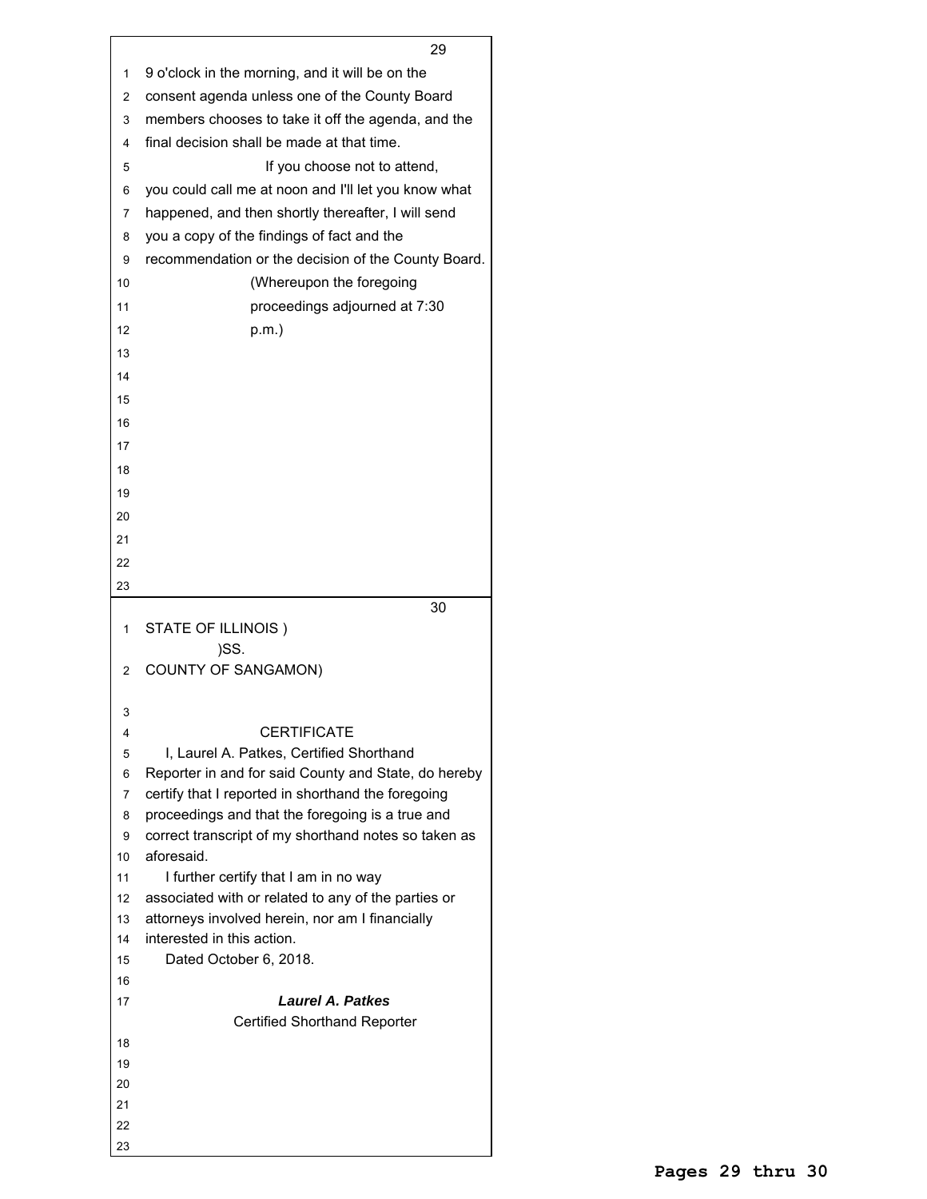9 o'clock in the morning, and it will be on the consent agenda unless one of the County Board members chooses to take it off the agenda, and the final decision shall be made at that time.

If you choose not to attend, you could call me at noon and I'll let you know what happened, and then shortly thereafter, I will send you a copy of the findings of fact and the recommendation or the decision of the County Board.

(Whereupon the foregoing proceedings adjourned at 7:30 p.m.)

STATE OF ILLINOIS )
)SS.
COUNTY OF SANGAMON)

CERTIFICATE

I, Laurel A. Patkes, Certified Shorthand Reporter in and for said County and State, do hereby certify that I reported in shorthand the foregoing proceedings and that the foregoing is a true and correct transcript of my shorthand notes so taken as aforesaid.

I further certify that I am in no way associated with or related to any of the parties or attorneys involved herein, nor am I financially interested in this action.

Dated October 6, 2018.

***Laurel A. Patkes***
Certified Shorthand Reporter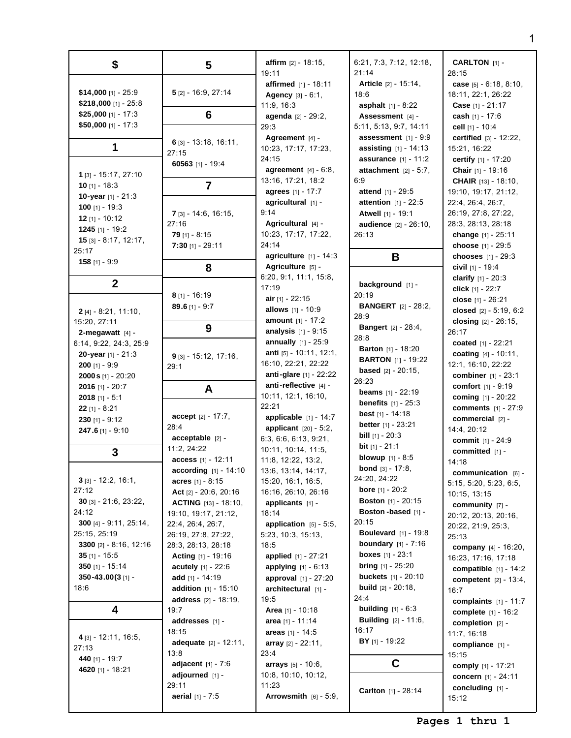## $

**$14,000** [1] - 25:9
**$218,000** [1] - 25:8
**$25,000** [1] - 17:3
**$50,000** [1] - 17:3

## 1

**1** [3] - 15:17, 27:10
**10** [1] - 18:3
**10-year** [1] - 21:3
**100** [1] - 19:3
**12** [1] - 10:12
**1245** [1] - 19:2
**15** [3] - 8:17, 12:17, 25:17
**158** [1] - 9:9

## 2

**2** [4] - 8:21, 11:10, 15:20, 27:11
**2-megawatt** [4] - 6:14, 9:22, 24:3, 25:9
**20-year** [1] - 21:3
**200** [1] - 9:9
**2000s** [1] - 20:20
**2016** [1] - 20:7
**2018** [1] - 5:1
**22** [1] - 8:21
**230** [1] - 9:12
**247.6** [1] - 9:10

## 3

**3** [3] - 12:2, 16:1, 27:12
**30** [3] - 21:6, 23:22, 24:12
**300** [4] - 9:11, 25:14, 25:15, 25:19
**3300** [2] - 8:16, 12:16
**35** [1] - 15:5
**350** [1] - 15:14
**350-43.00(3** [1] - 18:6

## 4

**4** [3] - 12:11, 16:5, 27:13
**440** [1] - 19:7
**4620** [1] - 18:21

## 5

**5** [2] - 16:9, 27:14

## 6

**6** [3] - 13:18, 16:11, 27:15
**60563** [1] - 19:4

## 7

**7** [3] - 14:6, 16:15, 27:16
**79** [1] - 8:15
**7:30** [1] - 29:11

## 8

**8** [1] - 16:19
**89.6** [1] - 9:7

## 9

**9** [3] - 15:12, 17:16, 29:1

## A

**accept** [2] - 17:7, 28:4
**acceptable** [2] - 11:2, 24:22
**access** [1] - 12:11
**according** [1] - 14:10
**acres** [1] - 8:15
**Act** [2] - 20:6, 20:16
**ACTING** [13] - 18:10, 19:10, 19:17, 21:12, 22:4, 26:4, 26:7, 26:19, 27:8, 27:22, 28:3, 28:13, 28:18
**Acting** [1] - 19:16
**acutely** [1] - 22:6
**add** [1] - 14:19
**addition** [1] - 15:10
**address** [2] - 18:19, 19:7
**addresses** [1] - 18:15
**adequate** [2] - 12:11, 13:8
**adjacent** [1] - 7:6
**adjourned** [1] - 29:11
**aerial** [1] - 7:5
**affirm** [2] - 18:15, 19:11
**affirmed** [1] - 18:11
**Agency** [3] - 6:1, 11:9, 16:3
**agenda** [2] - 29:2, 29:3
**Agreement** [4] - 10:23, 17:17, 17:23, 24:15
**agreement** [4] - 6:8, 13:16, 17:21, 18:2
**agrees** [1] - 17:7
**agricultural** [1] - 9:14
**Agricultural** [4] - 10:23, 17:17, 17:22, 24:14
**agriculture** [1] - 14:3
**Agriculture** [5] - 6:20, 9:1, 11:1, 15:8, 17:19
**air** [1] - 22:15
**allows** [1] - 10:9
**amount** [1] - 17:2
**analysis** [1] - 9:15
**annually** [1] - 25:9
**anti** [5] - 10:11, 12:1, 16:10, 22:21, 22:22
**anti-glare** [1] - 22:22
**anti-reflective** [4] - 10:11, 12:1, 16:10, 22:21
**applicable** [1] - 14:7
**applicant** [20] - 5:2, 6:3, 6:6, 6:13, 9:21, 10:11, 10:14, 11:5, 11:8, 12:22, 13:2, 13:6, 13:14, 14:17, 15:20, 16:1, 16:5, 16:16, 26:10, 26:16
**applicants** [1] - 18:14
**application** [5] - 5:5, 5:23, 10:3, 15:13, 18:5
**applied** [1] - 27:21
**applying** [1] - 6:13
**approval** [1] - 27:20
**architectural** [1] - 19:5
**Area** [1] - 10:18
**area** [1] - 11:14
**areas** [1] - 14:5
**array** [2] - 22:11, 23:4
**arrays** [5] - 10:6, 10:8, 10:10, 10:12, 11:23
**Arrowsmith** [6] - 5:9, 6:21, 7:3, 7:12, 12:18, 21:14
**Article** [2] - 15:14, 18:6
**asphalt** [1] - 8:22
**Assessment** [4] - 5:11, 5:13, 9:7, 14:11
**assessment** [1] - 9:9
**assisting** [1] - 14:13
**assurance** [1] - 11:2
**attachment** [2] - 5:7, 6:9
**attend** [1] - 29:5
**attention** [1] - 22:5
**Atwell** [1] - 19:1
**audience** [2] - 26:10, 26:13

## B

**background** [1] - 20:19
**BANGERT** [2] - 28:2, 28:9
**Bangert** [2] - 28:4, 28:8
**Barton** [1] - 18:20
**BARTON** [1] - 19:22
**based** [2] - 20:15, 26:23
**beams** [1] - 22:19
**benefits** [1] - 25:3
**best** [1] - 14:18
**better** [1] - 23:21
**bill** [1] - 20:3
**bit** [1] - 21:1
**blowup** [1] - 8:5
**bond** [3] - 17:8, 24:20, 24:22
**bore** [1] - 20:2
**Boston** [1] - 20:15
**Boston-based** [1] - 20:15
**Boulevard** [1] - 19:8
**boundary** [1] - 7:16
**boxes** [1] - 23:1
**bring** [1] - 25:20
**buckets** [1] - 20:10
**build** [2] - 20:18, 24:4
**building** [1] - 6:3
**Building** [2] - 11:6, 16:17
**BY** [1] - 19:22

## C

**Carlton** [1] - 28:14
**CARLTON** [1] - 28:15
**case** [5] - 6:18, 8:10, 18:11, 22:1, 26:22
**Case** [1] - 21:17
**cash** [1] - 17:6
**cell** [1] - 10:4
**certified** [3] - 12:22, 15:21, 16:22
**certify** [1] - 17:20
**Chair** [1] - 19:16
**CHAIR** [13] - 18:10, 19:10, 19:17, 21:12, 22:4, 26:4, 26:7, 26:19, 27:8, 27:22, 28:3, 28:13, 28:18
**change** [1] - 25:11
**choose** [1] - 29:5
**chooses** [1] - 29:3
**civil** [1] - 19:4
**clarify** [1] - 20:3
**click** [1] - 22:7
**close** [1] - 26:21
**closed** [2] - 5:19, 6:2
**closing** [2] - 26:15, 26:17
**coated** [1] - 22:21
**coating** [4] - 10:11, 12:1, 16:10, 22:22
**combiner** [1] - 23:1
**comfort** [1] - 9:19
**coming** [1] - 20:22
**comments** [1] - 27:9
**commercial** [2] - 14:4, 20:12
**commit** [1] - 24:9
**committed** [1] - 14:18
**communication** [6] - 5:15, 5:20, 5:23, 6:5, 10:15, 13:15
**community** [7] - 20:12, 20:13, 20:16, 20:22, 21:9, 25:3, 25:13
**company** [4] - 16:20, 16:23, 17:16, 17:18
**compatible** [1] - 14:2
**competent** [2] - 13:4, 16:7
**complaints** [1] - 11:7
**complete** [1] - 16:2
**completion** [2] - 11:7, 16:18
**compliance** [1] - 15:15
**comply** [1] - 17:21
**concern** [1] - 24:11
**concluding** [1] - 15:12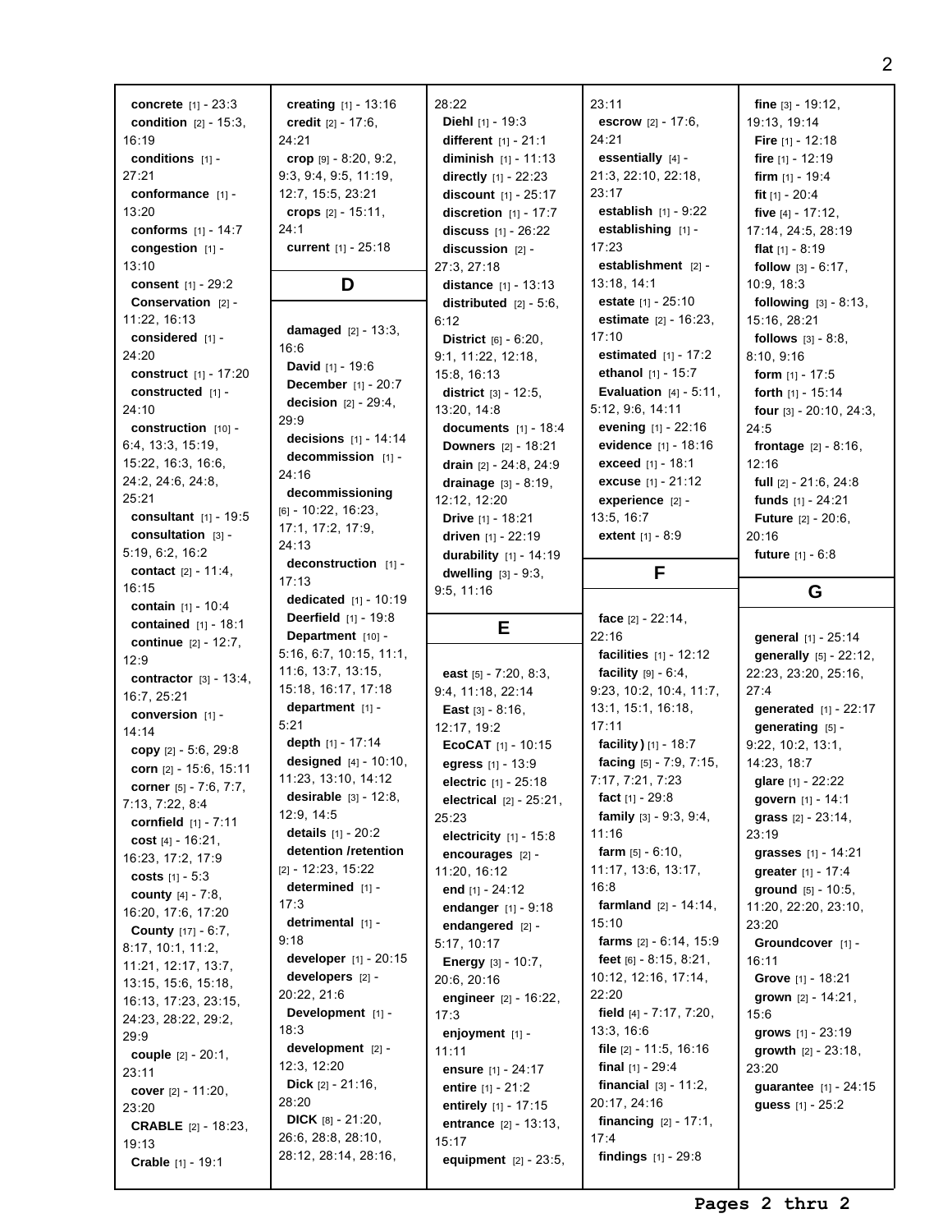**concrete** [1] - 23:3
**condition** [2] - 15:3, 16:19
**conditions** [1] - 27:21
**conformance** [1] - 13:20
**conforms** [1] - 14:7
**congestion** [1] - 13:10
**consent** [1] - 29:2
**Conservation** [2] - 11:22, 16:13
**considered** [1] - 24:20
**construct** [1] - 17:20
**constructed** [1] - 24:10
**construction** [10] - 6:4, 13:3, 15:19, 15:22, 16:3, 16:6, 24:2, 24:6, 24:8, 25:21
**consultant** [1] - 19:5
**consultation** [3] - 5:19, 6:2, 16:2
**contact** [2] - 11:4, 16:15
**contain** [1] - 10:4
**contained** [1] - 18:1
**continue** [2] - 12:7, 12:9
**contractor** [3] - 13:4, 16:7, 25:21
**conversion** [1] - 14:14
**copy** [2] - 5:6, 29:8
**corn** [2] - 15:6, 15:11
**corner** [5] - 7:6, 7:7, 7:13, 7:22, 8:4
**cornfield** [1] - 7:11
**cost** [4] - 16:21, 16:23, 17:2, 17:9
**costs** [1] - 5:3
**county** [4] - 7:8, 16:20, 17:6, 17:20
**County** [17] - 6:7, 8:17, 10:1, 11:2, 11:21, 12:17, 13:7, 13:15, 15:6, 15:18, 16:13, 17:23, 23:15, 24:23, 28:22, 29:2, 29:9
**couple** [2] - 20:1, 23:11
**cover** [2] - 11:20, 23:20
**CRABLE** [2] - 18:23, 19:13
**Crable** [1] - 19:1
**creating** [1] - 13:16
**credit** [2] - 17:6, 24:21
**crop** [9] - 8:20, 9:2, 9:3, 9:4, 9:5, 11:19, 12:7, 15:5, 23:21
**crops** [2] - 15:11, 24:1
**current** [1] - 25:18

## D

**damaged** [2] - 13:3, 16:6
**David** [1] - 19:6
**December** [1] - 20:7
**decision** [2] - 29:4, 29:9
**decisions** [1] - 14:14
**decommission** [1] - 24:16
**decommissioning** [6] - 10:22, 16:23, 17:1, 17:2, 17:9, 24:13
**deconstruction** [1] - 17:13
**dedicated** [1] - 10:19
**Deerfield** [1] - 19:8
**Department** [10] - 5:16, 6:7, 10:15, 11:1, 11:6, 13:7, 13:15, 15:18, 16:17, 17:18
**department** [1] - 5:21
**depth** [1] - 17:14
**designed** [4] - 10:10, 11:23, 13:10, 14:12
**desirable** [3] - 12:8, 12:9, 14:5
**details** [1] - 20:2
**detention /retention** [2] - 12:23, 15:22
**determined** [1] - 17:3
**detrimental** [1] - 9:18
**developer** [1] - 20:15
**developers** [2] - 20:22, 21:6
**Development** [1] - 18:3
**development** [2] - 12:3, 12:20
**Dick** [2] - 21:16, 28:20
**DICK** [8] - 21:20, 26:6, 28:8, 28:10, 28:12, 28:14, 28:16, 28:22
**Diehl** [1] - 19:3
**different** [1] - 21:1
**diminish** [1] - 11:13
**directly** [1] - 22:23
**discount** [1] - 25:17
**discretion** [1] - 17:7
**discuss** [1] - 26:22
**discussion** [2] - 27:3, 27:18
**distance** [1] - 13:13
**distributed** [2] - 5:6, 6:12
**District** [6] - 6:20, 9:1, 11:22, 12:18, 15:8, 16:13
**district** [3] - 12:5, 13:20, 14:8
**documents** [1] - 18:4
**Downers** [2] - 18:21
**drain** [2] - 24:8, 24:9
**drainage** [3] - 8:19, 12:12, 12:20
**Drive** [1] - 18:21
**driven** [1] - 22:19
**durability** [1] - 14:19
**dwelling** [3] - 9:3, 9:5, 11:16

## E

**east** [5] - 7:20, 8:3, 9:4, 11:18, 22:14
**East** [3] - 8:16, 12:17, 19:2
**EcoCAT** [1] - 10:15
**egress** [1] - 13:9
**electric** [1] - 25:18
**electrical** [2] - 25:21, 25:23
**electricity** [1] - 15:8
**encourages** [2] - 11:20, 16:12
**end** [1] - 24:12
**endanger** [1] - 9:18
**endangered** [2] - 5:17, 10:17
**Energy** [3] - 10:7, 20:6, 20:16
**engineer** [2] - 16:22, 17:3
**enjoyment** [1] - 11:11
**ensure** [1] - 24:17
**entire** [1] - 21:2
**entirely** [1] - 17:15
**entrance** [2] - 13:13, 15:17
**equipment** [2] - 23:5, 23:11
**escrow** [2] - 17:6, 24:21
**essentially** [4] - 21:3, 22:10, 22:18, 23:17
**establish** [1] - 9:22
**establishing** [1] - 17:23
**establishment** [2] - 13:18, 14:1
**estate** [1] - 25:10
**estimate** [2] - 16:23, 17:10
**estimated** [1] - 17:2
**ethanol** [1] - 15:7
**Evaluation** [4] - 5:11, 5:12, 9:6, 14:11
**evening** [1] - 22:16
**evidence** [1] - 18:16
**exceed** [1] - 18:1
**excuse** [1] - 21:12
**experience** [2] - 13:5, 16:7
**extent** [1] - 8:9

## F

**face** [2] - 22:14, 22:16
**facilities** [1] - 12:12
**facility** [9] - 6:4, 9:23, 10:2, 10:4, 11:7, 13:1, 15:1, 16:18, 17:11
**facility)** [1] - 18:7
**facing** [5] - 7:9, 7:15, 7:17, 7:21, 7:23
**fact** [1] - 29:8
**family** [3] - 9:3, 9:4, 11:16
**farm** [5] - 6:10, 11:17, 13:6, 13:17, 16:8
**farmland** [2] - 14:14, 15:10
**farms** [2] - 6:14, 15:9
**feet** [6] - 8:15, 8:21, 10:12, 12:16, 17:14, 22:20
**field** [4] - 7:17, 7:20, 13:3, 16:6
**file** [2] - 11:5, 16:16
**final** [1] - 29:4
**financial** [3] - 11:2, 20:17, 24:16
**financing** [2] - 17:1, 17:4
**findings** [1] - 29:8
**fine** [3] - 19:12, 19:13, 19:14
**Fire** [1] - 12:18
**fire** [1] - 12:19
**firm** [1] - 19:4
**fit** [1] - 20:4
**five** [4] - 17:12, 17:14, 24:5, 28:19
**flat** [1] - 8:19
**follow** [3] - 6:17, 10:9, 18:3
**following** [3] - 8:13, 15:16, 28:21
**follows** [3] - 8:8, 8:10, 9:16
**form** [1] - 17:5
**forth** [1] - 15:14
**four** [3] - 20:10, 24:3, 24:5
**frontage** [2] - 8:16, 12:16
**full** [2] - 21:6, 24:8
**funds** [1] - 24:21
**Future** [2] - 20:6, 20:16
**future** [1] - 6:8

## G

**general** [1] - 25:14
**generally** [5] - 22:12, 22:23, 23:20, 25:16, 27:4
**generated** [1] - 22:17
**generating** [5] - 9:22, 10:2, 13:1, 14:23, 18:7
**glare** [1] - 22:22
**govern** [1] - 14:1
**grass** [2] - 23:14, 23:19
**grasses** [1] - 14:21
**greater** [1] - 17:4
**ground** [5] - 10:5, 11:20, 22:20, 23:10, 23:20
**Groundcover** [1] - 16:11
**Grove** [1] - 18:21
**grown** [2] - 14:21, 15:6
**grows** [1] - 23:19
**growth** [2] - 23:18, 23:20
**guarantee** [1] - 24:15
**guess** [1] - 25:2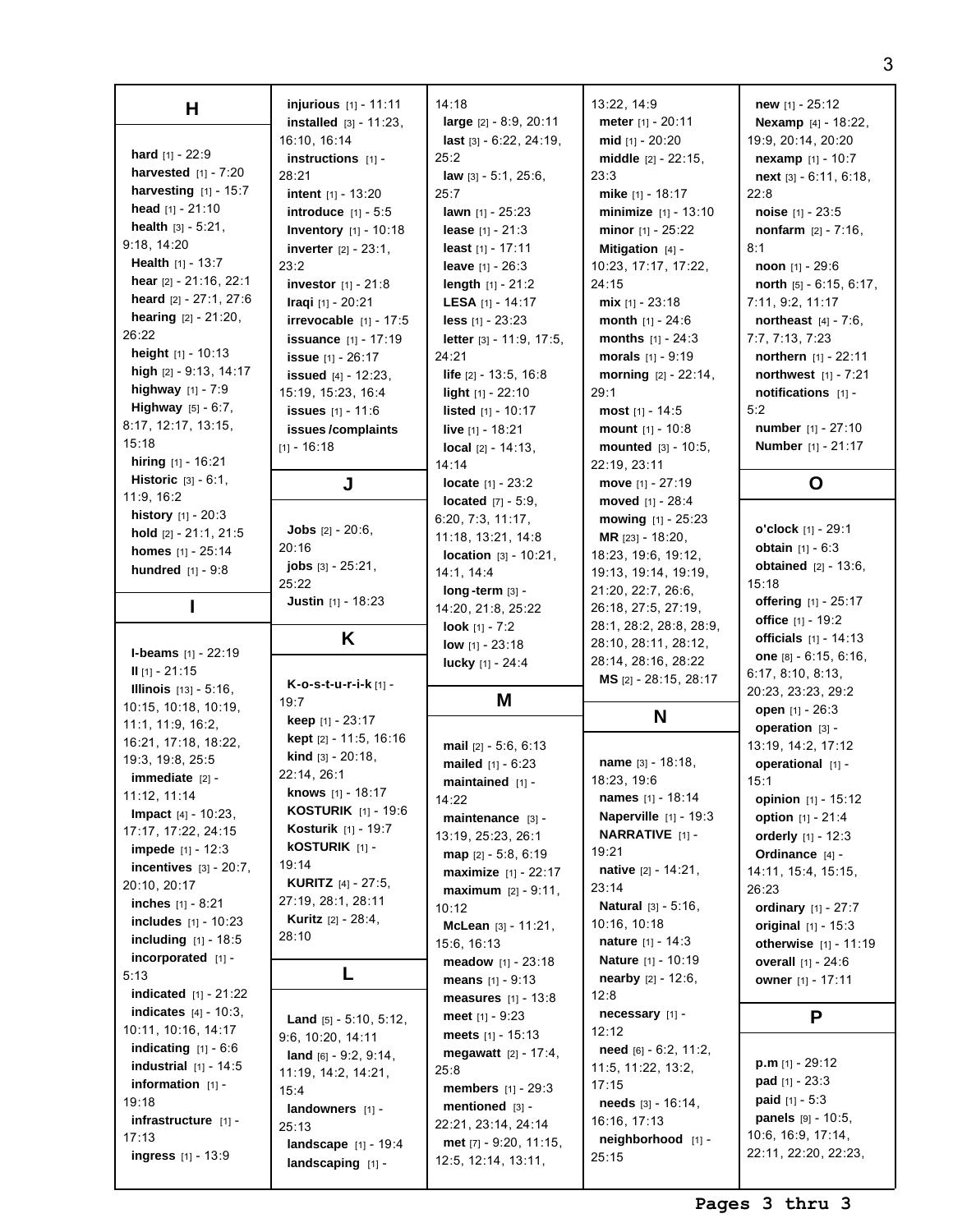## H

**hard** [1] - 22:9
**harvested** [1] - 7:20
**harvesting** [1] - 15:7
**head** [1] - 21:10
**health** [3] - 5:21, 9:18, 14:20
**Health** [1] - 13:7
**hear** [2] - 21:16, 22:1
**heard** [2] - 27:1, 27:6
**hearing** [2] - 21:20, 26:22
**height** [1] - 10:13
**high** [2] - 9:13, 14:17
**highway** [1] - 7:9
**Highway** [5] - 6:7, 8:17, 12:17, 13:15, 15:18
**hiring** [1] - 16:21
**Historic** [3] - 6:1, 11:9, 16:2
**history** [1] - 20:3
**hold** [2] - 21:1, 21:5
**homes** [1] - 25:14
**hundred** [1] - 9:8

## I

**I-beams** [1] - 22:19
**II** [1] - 21:15
**Illinois** [13] - 5:16, 10:15, 10:18, 10:19, 11:1, 11:9, 16:2, 16:21, 17:18, 18:22, 19:3, 19:8, 25:5
**immediate** [2] - 11:12, 11:14
**Impact** [4] - 10:23, 17:17, 17:22, 24:15
**impede** [1] - 12:3
**incentives** [3] - 20:7, 20:10, 20:17
**inches** [1] - 8:21
**includes** [1] - 10:23
**including** [1] - 18:5
**incorporated** [1] - 5:13
**indicated** [1] - 21:22
**indicates** [4] - 10:3, 10:11, 10:16, 14:17
**indicating** [1] - 6:6
**industrial** [1] - 14:5
**information** [1] - 19:18
**infrastructure** [1] - 17:13
**ingress** [1] - 13:9
**injurious** [1] - 11:11
**installed** [3] - 11:23, 16:10, 16:14
**instructions** [1] - 28:21
**intent** [1] - 13:20
**introduce** [1] - 5:5
**Inventory** [1] - 10:18
**inverter** [2] - 23:1, 23:2
**investor** [1] - 21:8
**Iraqi** [1] - 20:21
**irrevocable** [1] - 17:5
**issuance** [1] - 17:19
**issue** [1] - 26:17
**issued** [4] - 12:23, 15:19, 15:23, 16:4
**issues** [1] - 11:6
**issues/complaints** [1] - 16:18

## J

**Jobs** [2] - 20:6, 20:16
**jobs** [3] - 25:21, 25:22
**Justin** [1] - 18:23

## K

**K-o-s-t-u-r-i-k** [1] - 19:7
**keep** [1] - 23:17
**kept** [2] - 11:5, 16:16
**kind** [3] - 20:18, 22:14, 26:1
**knows** [1] - 18:17
**KOSTURIK** [1] - 19:6
**Kosturik** [1] - 19:7
**kOSTURIK** [1] - 19:14
**KURITZ** [4] - 27:5, 27:19, 28:1, 28:11
**Kuritz** [2] - 28:4, 28:10

## L

**Land** [5] - 5:10, 5:12, 9:6, 10:20, 14:11
**land** [6] - 9:2, 9:14, 11:19, 14:2, 14:21, 15:4
**landowners** [1] - 25:13
**landscape** [1] - 19:4
**landscaping** [1] - 14:18
**large** [2] - 8:9, 20:11
**last** [3] - 6:22, 24:19, 25:2
**law** [3] - 5:1, 25:6, 25:7
**lawn** [1] - 25:23
**lease** [1] - 21:3
**least** [1] - 17:11
**leave** [1] - 26:3
**length** [1] - 21:2
**LESA** [1] - 14:17
**less** [1] - 23:23
**letter** [3] - 11:9, 17:5, 24:21
**life** [2] - 13:5, 16:8
**light** [1] - 22:10
**listed** [1] - 10:17
**live** [1] - 18:21
**local** [2] - 14:13, 14:14
**locate** [1] - 23:2
**located** [7] - 5:9, 6:20, 7:3, 11:17, 11:18, 13:21, 14:8
**location** [3] - 10:21, 14:1, 14:4
**long-term** [3] - 14:20, 21:8, 25:22
**look** [1] - 7:2
**low** [1] - 23:18
**lucky** [1] - 24:4

## M

**mail** [2] - 5:6, 6:13
**mailed** [1] - 6:23
**maintained** [1] - 14:22
**maintenance** [3] - 13:19, 25:23, 26:1
**map** [2] - 5:8, 6:19
**maximize** [1] - 22:17
**maximum** [2] - 9:11, 10:12
**McLean** [3] - 11:21, 15:6, 16:13
**meadow** [1] - 23:18
**means** [1] - 9:13
**measures** [1] - 13:8
**meet** [1] - 9:23
**meets** [1] - 15:13
**megawatt** [2] - 17:4, 25:8
**members** [1] - 29:3
**mentioned** [3] - 22:21, 23:14, 24:14
**met** [7] - 9:20, 11:15, 12:5, 12:14, 13:11, 13:22, 14:9
**meter** [1] - 20:11
**mid** [1] - 20:20
**middle** [2] - 22:15, 23:3
**mike** [1] - 18:17
**minimize** [1] - 13:10
**minor** [1] - 25:22
**Mitigation** [4] - 10:23, 17:17, 17:22, 24:15
**mix** [1] - 23:18
**month** [1] - 24:6
**months** [1] - 24:3
**morals** [1] - 9:19
**morning** [2] - 22:14, 29:1
**most** [1] - 14:5
**mount** [1] - 10:8
**mounted** [3] - 10:5, 22:19, 23:11
**move** [1] - 27:19
**moved** [1] - 28:4
**mowing** [1] - 25:23
**MR** [23] - 18:20, 18:23, 19:6, 19:12, 19:13, 19:14, 19:19, 21:20, 22:7, 26:6, 26:18, 27:5, 27:19, 28:1, 28:2, 28:8, 28:9, 28:10, 28:11, 28:12, 28:14, 28:16, 28:22
**MS** [2] - 28:15, 28:17

## N

**name** [3] - 18:18, 18:23, 19:6
**names** [1] - 18:14
**Naperville** [1] - 19:3
**NARRATIVE** [1] - 19:21
**native** [2] - 14:21, 23:14
**Natural** [3] - 5:16, 10:16, 10:18
**nature** [1] - 14:3
**Nature** [1] - 10:19
**nearby** [2] - 12:6, 12:8
**necessary** [1] - 12:12
**need** [6] - 6:2, 11:2, 11:5, 11:22, 13:2, 17:15
**needs** [3] - 16:14, 16:16, 17:13
**neighborhood** [1] - 25:15
**new** [1] - 25:12
**Nexamp** [4] - 18:22, 19:9, 20:14, 20:20
**nexamp** [1] - 10:7
**next** [3] - 6:11, 6:18, 22:8
**noise** [1] - 23:5
**nonfarm** [2] - 7:16, 8:1
**noon** [1] - 29:6
**north** [5] - 6:15, 6:17, 7:11, 9:2, 11:17
**northeast** [4] - 7:6, 7:7, 7:13, 7:23
**northern** [1] - 22:11
**northwest** [1] - 7:21
**notifications** [1] - 5:2
**number** [1] - 27:10
**Number** [1] - 21:17

## O

**o'clock** [1] - 29:1
**obtain** [1] - 6:3
**obtained** [2] - 13:6, 15:18
**offering** [1] - 25:17
**office** [1] - 19:2
**officials** [1] - 14:13
**one** [8] - 6:15, 6:16, 6:17, 8:10, 8:13, 20:23, 23:23, 29:2
**open** [1] - 26:3
**operation** [3] - 13:19, 14:2, 17:12
**operational** [1] - 15:1
**opinion** [1] - 15:12
**option** [1] - 21:4
**orderly** [1] - 12:3
**Ordinance** [4] - 14:11, 15:4, 15:15, 26:23
**ordinary** [1] - 27:7
**original** [1] - 15:3
**otherwise** [1] - 11:19
**overall** [1] - 24:6
**owner** [1] - 17:11

## P

**p.m** [1] - 29:12
**pad** [1] - 23:3
**paid** [1] - 5:3
**panels** [9] - 10:5, 10:6, 16:9, 17:14, 22:11, 22:20, 22:23,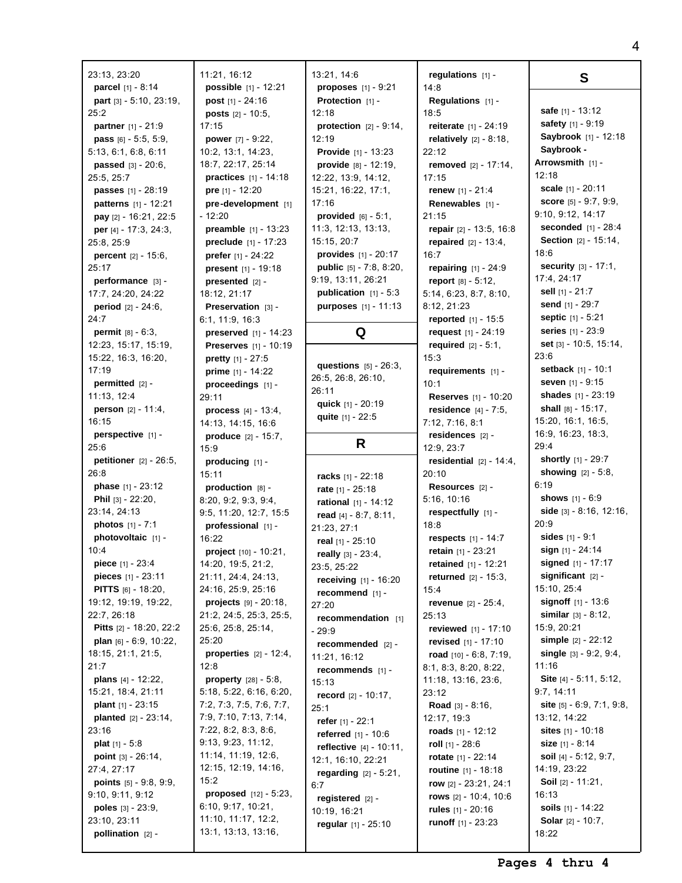23:13, 23:20
**parcel** [1] - 8:14
**part** [3] - 5:10, 23:19, 25:2
**partner** [1] - 21:9
**pass** [6] - 5:5, 5:9, 5:13, 6:1, 6:8, 6:11
**passed** [3] - 20:6, 25:5, 25:7
**passes** [1] - 28:19
**patterns** [1] - 12:21
**pay** [2] - 16:21, 22:5
**per** [4] - 17:3, 24:3, 25:8, 25:9
**percent** [2] - 15:6, 25:17
**performance** [3] - 17:7, 24:20, 24:22
**period** [2] - 24:6, 24:7
**permit** [8] - 6:3, 12:23, 15:17, 15:19, 15:22, 16:3, 16:20, 17:19
**permitted** [2] - 11:13, 12:4
**person** [2] - 11:4, 16:15
**perspective** [1] - 25:6
**petitioner** [2] - 26:5, 26:8
**phase** [1] - 23:12
**Phil** [3] - 22:20, 23:14, 24:13
**photos** [1] - 7:1
**photovoltaic** [1] - 10:4
**piece** [1] - 23:4
**pieces** [1] - 23:11
**PITTS** [6] - 18:20, 19:12, 19:19, 19:22, 22:7, 26:18
**Pitts** [2] - 18:20, 22:2
**plan** [6] - 6:9, 10:22, 18:15, 21:1, 21:5, 21:7
**plans** [4] - 12:22, 15:21, 18:4, 21:11
**plant** [1] - 23:15
**planted** [2] - 23:14, 23:16
**plat** [1] - 5:8
**point** [3] - 26:14, 27:4, 27:17
**points** [5] - 9:8, 9:9, 9:10, 9:11, 9:12
**poles** [3] - 23:9, 23:10, 23:11
**pollination** [2] - 11:21, 16:12
**possible** [1] - 12:21
**post** [1] - 24:16
**posts** [2] - 10:5, 17:15
**power** [7] - 9:22, 10:2, 13:1, 14:23, 18:7, 22:17, 25:14
**practices** [1] - 14:18
**pre** [1] - 12:20
**pre-development** [1] - 12:20
**preamble** [1] - 13:23
**preclude** [1] - 17:23
**prefer** [1] - 24:22
**present** [1] - 19:18
**presented** [2] - 18:12, 21:17
**Preservation** [3] - 6:1, 11:9, 16:3
**preserved** [1] - 14:23
**Preserves** [1] - 10:19
**pretty** [1] - 27:5
**prime** [1] - 14:22
**proceedings** [1] - 29:11
**process** [4] - 13:4, 14:13, 14:15, 16:6
**produce** [2] - 15:7, 15:9
**producing** [1] - 15:11
**production** [8] - 8:20, 9:2, 9:3, 9:4, 9:5, 11:20, 12:7, 15:5
**professional** [1] - 16:22
**project** [10] - 10:21, 14:20, 19:5, 21:2, 21:11, 24:4, 24:13, 24:16, 25:9, 25:16
**projects** [9] - 20:18, 21:2, 24:5, 25:3, 25:5, 25:6, 25:8, 25:14, 25:20
**properties** [2] - 12:4, 12:8
**property** [28] - 5:8, 5:18, 5:22, 6:16, 6:20, 7:2, 7:3, 7:5, 7:6, 7:7, 7:9, 7:10, 7:13, 7:14, 7:22, 8:2, 8:3, 8:6, 9:13, 9:23, 11:12, 11:14, 11:19, 12:6, 12:15, 12:19, 14:16, 15:2
**proposed** [12] - 5:23, 6:10, 9:17, 10:21, 11:10, 11:17, 12:2, 13:1, 13:13, 13:16, 13:21, 14:6
**proposes** [1] - 9:21
**Protection** [1] - 12:18
**protection** [2] - 9:14, 12:19
**Provide** [1] - 13:23
**provide** [8] - 12:19, 12:22, 13:9, 14:12, 15:21, 16:22, 17:1, 17:16
**provided** [6] - 5:1, 11:3, 12:13, 13:13, 15:15, 20:7
**provides** [1] - 20:17
**public** [5] - 7:8, 8:20, 9:19, 13:11, 26:21
**publication** [1] - 5:3
**purposes** [1] - 11:13

## Q

**questions** [5] - 26:3, 26:5, 26:8, 26:10, 26:11
**quick** [1] - 20:19
**quite** [1] - 22:5

## R

**racks** [1] - 22:18
**rate** [1] - 25:18
**rational** [1] - 14:12
**read** [4] - 8:7, 8:11, 21:23, 27:1
**real** [1] - 25:10
**really** [3] - 23:4, 23:5, 25:22
**receiving** [1] - 16:20
**recommend** [1] - 27:20
**recommendation** [1] - 29:9
**recommended** [2] - 11:21, 16:12
**recommends** [1] - 15:13
**record** [2] - 10:17, 25:1
**refer** [1] - 22:1
**referred** [1] - 10:6
**reflective** [4] - 10:11, 12:1, 16:10, 22:21
**regarding** [2] - 5:21, 6:7
**registered** [2] - 10:19, 16:21
**regular** [1] - 25:10
**regulations** [1] - 14:8
**Regulations** [1] - 18:5
**reiterate** [1] - 24:19
**relatively** [2] - 8:18, 22:12
**removed** [2] - 17:14, 17:15
**renew** [1] - 21:4
**Renewables** [1] - 21:15
**repair** [2] - 13:5, 16:8
**repaired** [2] - 13:4, 16:7
**repairing** [1] - 24:9
**report** [8] - 5:12, 5:14, 6:23, 8:7, 8:10, 8:12, 21:23
**reported** [1] - 15:5
**request** [1] - 24:19
**required** [2] - 5:1, 15:3
**requirements** [1] - 10:1
**Reserves** [1] - 10:20
**residence** [4] - 7:5, 7:12, 7:16, 8:1
**residences** [2] - 12:9, 23:7
**residential** [2] - 14:4, 20:10
**Resources** [2] - 5:16, 10:16
**respectfully** [1] - 18:8
**respects** [1] - 14:7
**retain** [1] - 23:21
**retained** [1] - 12:21
**returned** [2] - 15:3, 15:4
**revenue** [2] - 25:4, 25:13
**reviewed** [1] - 17:10
**revised** [1] - 17:10
**road** [10] - 6:8, 7:19, 8:1, 8:3, 8:20, 8:22, 11:18, 13:16, 23:6, 23:12
**Road** [3] - 8:16, 12:17, 19:3
**roads** [1] - 12:12
**roll** [1] - 28:6
**rotate** [1] - 22:14
**routine** [1] - 18:18
**row** [2] - 23:21, 24:1
**rows** [2] - 10:4, 10:6
**rules** [1] - 20:16
**runoff** [1] - 23:22

## S

**safe** [1] - 13:12
**safety** [1] - 9:19
**Saybrook** [1] - 12:18
**Saybrook - Arrowsmith** [1] - 12:18
**scale** [1] - 20:11
**score** [5] - 9:7, 9:9, 9:10, 9:12, 14:17
**seconded** [1] - 28:4
**Section** [2] - 15:14, 18:6
**security** [3] - 17:1, 17:4, 24:17
**sell** [1] - 21:7
**send** [1] - 29:7
**septic** [1] - 5:21
**series** [1] - 23:9
**set** [3] - 10:5, 15:14, 23:6
**setback** [1] - 10:1
**seven** [1] - 9:15
**shades** [1] - 23:19
**shall** [8] - 15:17, 15:20, 16:1, 16:5, 16:9, 16:23, 18:3, 29:4
**shortly** [1] - 29:7
**showing** [2] - 5:8, 6:19
**shows** [1] - 6:9
**side** [3] - 8:16, 12:16, 20:9
**sides** [1] - 9:1
**sign** [1] - 24:14
**signed** [1] - 17:17
**significant** [2] - 15:10, 25:4
**signoff** [1] - 13:6
**similar** [3] - 8:12, 15:9, 20:21
**simple** [2] - 22:12
**single** [3] - 9:2, 9:4, 11:16
**Site** [4] - 5:11, 5:12, 9:7, 14:11
**site** [5] - 6:9, 7:1, 9:8, 13:12, 14:22
**sites** [1] - 10:18
**size** [1] - 8:14
**soil** [4] - 5:12, 9:7, 14:19, 23:22
**Soil** [2] - 11:21, 16:13
**soils** [1] - 14:22
**Solar** [2] - 10:7, 18:22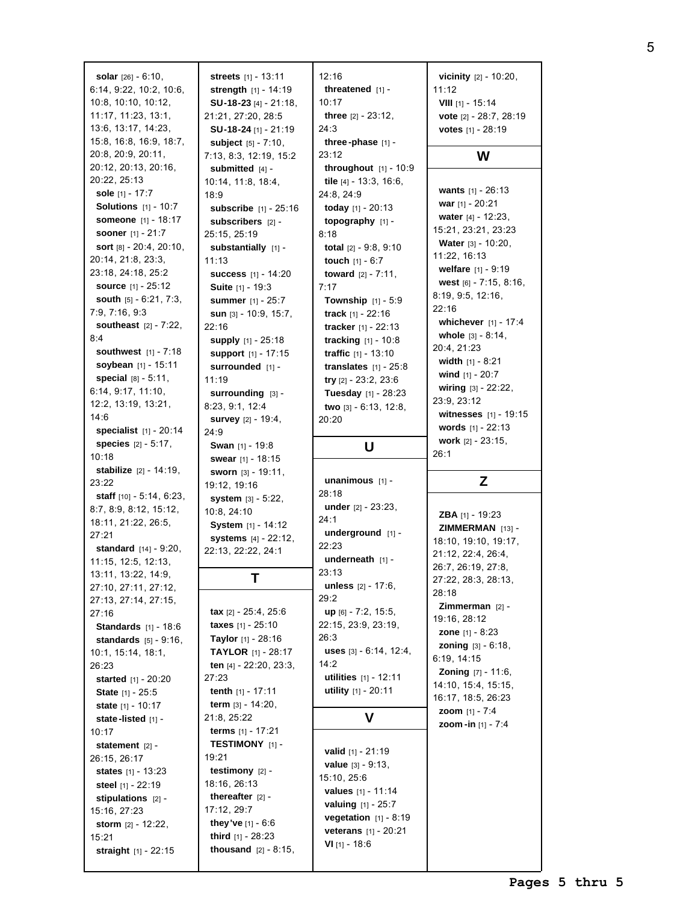**solar** [26] - 6:10, 6:14, 9:22, 10:2, 10:6, 10:8, 10:10, 10:12, 11:17, 11:23, 13:1, 13:6, 13:17, 14:23, 15:8, 16:8, 16:9, 18:7, 20:8, 20:9, 20:11, 20:12, 20:13, 20:16, 20:22, 25:13
**sole** [1] - 17:7
**Solutions** [1] - 10:7
**someone** [1] - 18:17
**sooner** [1] - 21:7
**sort** [8] - 20:4, 20:10, 20:14, 21:8, 23:3, 23:18, 24:18, 25:2
**source** [1] - 25:12
**south** [5] - 6:21, 7:3, 7:9, 7:16, 9:3
**southeast** [2] - 7:22, 8:4
**southwest** [1] - 7:18
**soybean** [1] - 15:11
**special** [8] - 5:11, 6:14, 9:17, 11:10, 12:2, 13:19, 13:21, 14:6
**specialist** [1] - 20:14
**species** [2] - 5:17, 10:18
**stabilize** [2] - 14:19, 23:22
**staff** [10] - 5:14, 6:23, 8:7, 8:9, 8:12, 15:12, 18:11, 21:22, 26:5, 27:21
**standard** [14] - 9:20, 11:15, 12:5, 12:13, 13:11, 13:22, 14:9, 27:10, 27:11, 27:12, 27:13, 27:14, 27:15, 27:16
**Standards** [1] - 18:6
**standards** [5] - 9:16, 10:1, 15:14, 18:1, 26:23
**started** [1] - 20:20
**State** [1] - 25:5
**state** [1] - 10:17
**state-listed** [1] - 10:17
**statement** [2] - 26:15, 26:17
**states** [1] - 13:23
**steel** [1] - 22:19
**stipulations** [2] - 15:16, 27:23
**storm** [2] - 12:22, 15:21
**straight** [1] - 22:15
**streets** [1] - 13:11
**strength** [1] - 14:19
**SU-18-23** [4] - 21:18, 21:21, 27:20, 28:5
**SU-18-24** [1] - 21:19
**subject** [5] - 7:10, 7:13, 8:3, 12:19, 15:2
**submitted** [4] - 10:14, 11:8, 18:4, 18:9
**subscribe** [1] - 25:16
**subscribers** [2] - 25:15, 25:19
**substantially** [1] - 11:13
**success** [1] - 14:20
**Suite** [1] - 19:3
**summer** [1] - 25:7
**sun** [3] - 10:9, 15:7, 22:16
**supply** [1] - 25:18
**support** [1] - 17:15
**surrounded** [1] - 11:19
**surrounding** [3] - 8:23, 9:1, 12:4
**survey** [2] - 19:4, 24:9
**Swan** [1] - 19:8
**swear** [1] - 18:15
**sworn** [3] - 19:11, 19:12, 19:16
**system** [3] - 5:22, 10:8, 24:10
**System** [1] - 14:12
**systems** [4] - 22:12, 22:13, 22:22, 24:1

## T

**tax** [2] - 25:4, 25:6
**taxes** [1] - 25:10
**Taylor** [1] - 28:16
**TAYLOR** [1] - 28:17
**ten** [4] - 22:20, 23:3, 27:23
**tenth** [1] - 17:11
**term** [3] - 14:20, 21:8, 25:22
**terms** [1] - 17:21
**TESTIMONY** [1] - 19:21
**testimony** [2] - 18:16, 26:13
**thereafter** [2] - 17:12, 29:7
**they've** [1] - 6:6
**third** [1] - 28:23
**thousand** [2] - 8:15, 12:16
**threatened** [1] - 10:17
**three** [2] - 23:12, 24:3
**three-phase** [1] - 23:12
**throughout** [1] - 10:9
**tile** [4] - 13:3, 16:6, 24:8, 24:9
**today** [1] - 20:13
**topography** [1] - 8:18
**total** [2] - 9:8, 9:10
**touch** [1] - 6:7
**toward** [2] - 7:11, 7:17
**Township** [1] - 5:9
**track** [1] - 22:16
**tracker** [1] - 22:13
**tracking** [1] - 10:8
**traffic** [1] - 13:10
**translates** [1] - 25:8
**try** [2] - 23:2, 23:6
**Tuesday** [1] - 28:23
**two** [3] - 6:13, 12:8, 20:20

## U

**unanimous** [1] - 28:18
**under** [2] - 23:23, 24:1
**underground** [1] - 22:23
**underneath** [1] - 23:13
**unless** [2] - 17:6, 29:2
**up** [6] - 7:2, 15:5, 22:15, 23:9, 23:19, 26:3
**uses** [3] - 6:14, 12:4, 14:2
**utilities** [1] - 12:11
**utility** [1] - 20:11

## V

**valid** [1] - 21:19
**value** [3] - 9:13, 15:10, 25:6
**values** [1] - 11:14
**valuing** [1] - 25:7
**vegetation** [1] - 8:19
**veterans** [1] - 20:21
**VI** [1] - 18:6
**vicinity** [2] - 10:20, 11:12
**VIII** [1] - 15:14
**vote** [2] - 28:7, 28:19
**votes** [1] - 28:19

## W

**wants** [1] - 26:13
**war** [1] - 20:21
**water** [4] - 12:23, 15:21, 23:21, 23:23
**Water** [3] - 10:20, 11:22, 16:13
**welfare** [1] - 9:19
**west** [6] - 7:15, 8:16, 8:19, 9:5, 12:16, 22:16
**whichever** [1] - 17:4
**whole** [3] - 8:14, 20:4, 21:23
**width** [1] - 8:21
**wind** [1] - 20:7
**wiring** [3] - 22:22, 23:9, 23:12
**witnesses** [1] - 19:15
**words** [1] - 22:13
**work** [2] - 23:15, 26:1

## Z

**ZBA** [1] - 19:23
**ZIMMERMAN** [13] - 18:10, 19:10, 19:17, 21:12, 22:4, 26:4, 26:7, 26:19, 27:8, 27:22, 28:3, 28:13, 28:18
**Zimmerman** [2] - 19:16, 28:12
**zone** [1] - 8:23
**zoning** [3] - 6:18, 6:19, 14:15
**Zoning** [7] - 11:6, 14:10, 15:4, 15:15, 16:17, 18:5, 26:23
**zoom** [1] - 7:4
**zoom-in** [1] - 7:4